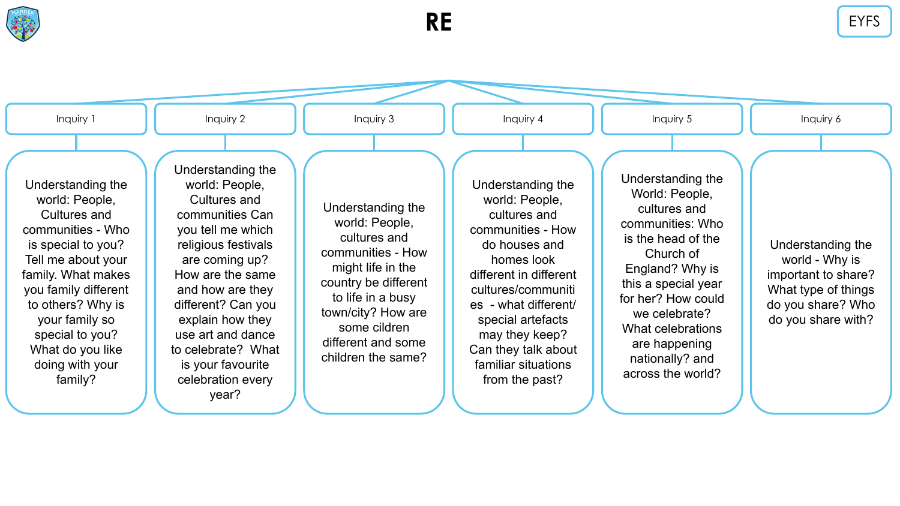# RE

EYFS

## Inquiry 1

Understanding the world: People, Cultures and communities - Who is special to you? Tell me about your family. What makes you family different to others? Why is your family so special to you? What do you like doing with your family?

## Inquiry 2

Understanding the world: People, Cultures and communities Can you tell me which religious festivals are coming up? How are the same and how are they different? Can you explain how they use art and dance to celebrate? What is your favourite celebration every year?

## Inquiry 3

Understanding the world: People, cultures and communities - How might life in the country be different to life in a busy town/city? How are some cildren different and some children the same?

## Inquiry 4

Understanding the world: People, cultures and communities - How do houses and homes look different in different cultures/communiti es - what different/ special artefacts may they keep? Can they talk about familiar situations from the past?

## Inquiry 5

Understanding the World: People, cultures and communities: Who is the head of the Church of England? Why is this a special year for her? How could we celebrate? What celebrations are happening nationally? and across the world?

## Inquiry 6

Understanding the world - Why is important to share? What type of things do you share? Who do you share with?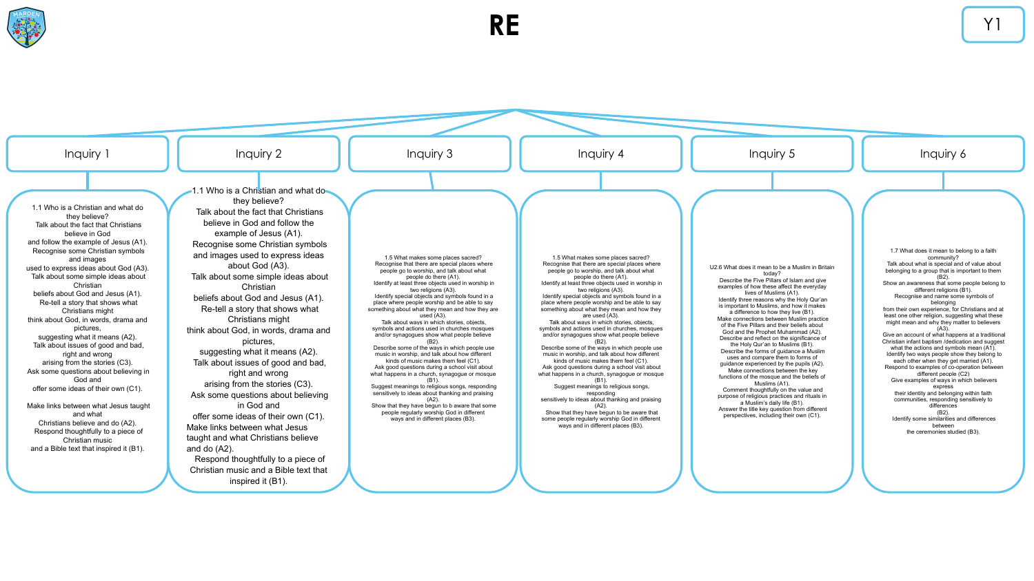# RE

Y1

## Inquiry 1

1.1 Who is a Christian and what do they believe?
Talk about the fact that Christians believe in God and follow the example of Jesus (A1).
Recognise some Christian symbols and images used to express ideas about God (A3).
Talk about some simple ideas about Christian beliefs about God and Jesus (A1).
Re-tell a story that shows what Christians might think about God, in words, drama and pictures, suggesting what it means (A2).
Talk about issues of good and bad, right and wrong arising from the stories (C3).
Ask some questions about believing in God and offer some ideas of their own (C1).

Make links between what Jesus taught and what Christians believe and do (A2).
Respond thoughtfully to a piece of Christian music and a Bible text that inspired it (B1).

## Inquiry 2

1.1 Who is a Christian and what do they believe?
Talk about the fact that Christians believe in God and follow the example of Jesus (A1).
Recognise some Christian symbols and images used to express ideas about God (A3).
Talk about some simple ideas about Christian beliefs about God and Jesus (A1).
Re-tell a story that shows what Christians might think about God, in words, drama and pictures, suggesting what it means (A2).
Talk about issues of good and bad, right and wrong arising from the stories (C3).
Ask some questions about believing in God and offer some ideas of their own (C1).
Make links between what Jesus taught and what Christians believe and do (A2).
Respond thoughtfully to a piece of Christian music and a Bible text that inspired it (B1).

## Inquiry 3

1.5 What makes some places sacred?
Recognise that there are special places where people go to worship, and talk about what people do there (A1).
Identify at least three objects used in worship in two religions (A3).
Identify special objects and symbols found in a place where people worship and be able to say something about what they mean and how they are used (A3).
Talk about ways in which stories, objects, symbols and actions used in churches mosques and/or synagogues show what people believe (B2).
Describe some of the ways in which people use music in worship, and talk about how different kinds of music makes them feel (C1).
Ask good questions during a school visit about what happens in a church, synagogue or mosque (B1).
Suggest meanings to religious songs, responding sensitively to ideas about thanking and praising (A2).
Show that they have begun to b aware that some people regularly worship God in different ways and in different places (B3).

## Inquiry 4

1.5 What makes some places sacred?
Recognise that there are special places where people go to worship, and talk about what people do there (A1).
Identify at least three objects used in worship in two religions (A3).
Identify special objects and symbols found in a place where people worship and be able to say something about what they mean and how they are used (A3).
Talk about ways in which stories, objects, symbols and actions used in churches mosques and/or synagogues show what people believe (B2).
Describe some of the ways in which people use music in worship, and talk about how different kinds of music makes them feel (C1).
Ask good questions during a school visit about what happens in a church, synagogue or mosque (B1).
Suggest meanings to religious songs, responding sensitively to ideas about thanking and praising (A2).
Show that they have begun to be aware that some people regularly worship God in different ways and in different places (B3).

## Inquiry 5

U2.6 What does it mean to be a Muslim in Britain today?
Describe the Five Pillars of Islam and give examples of how these affect the everyday lives of Muslims (A1).
Identify three reasons why the Holy Qur'an is important to Muslims, and how it makes a difference to how they live (B1).
Make connections between Muslim practice of the Five Pillars and their beliefs about God and the Prophet Muhammad (A2).
Describe and reflect on the significance of the Holy Qur'an to Muslims (B1).
Describe the forms of guidance a Muslim uses and compare them to forms of guidance experienced by the pupils (A2).
Make connections between the key functions of the mosque and the beliefs of Muslims (A1).
Comment thoughtfully on the value and purpose of religious practices and rituals in a Muslim's daily life (B1).
Answer the title key question from different perspectives, including their own (C1).

## Inquiry 6

1.7 What does it mean to belong to a faith community?
Talk about what is special and of value about belonging to a group that is important to them (B2).
Show an awareness that some people belong to different religions (B1).
Recognise and name some symbols of belonging from their own experience, for Christians and at least one other religion, suggesting what these might mean and why they matter to believers (A3).
Give an account of what happens at a traditional Christian infant baptism /dedication and suggest what the actions and symbols mean (A1).
Identify two ways people show they belong to each other when they get married (A1).
Respond to examples of co-operation between different people (C2)
Give examples of ways in which believers express their identity and belonging within faith communities, responding sensitively to differences (B2).
Identify some similarities and differences between the ceremonies studied (B3).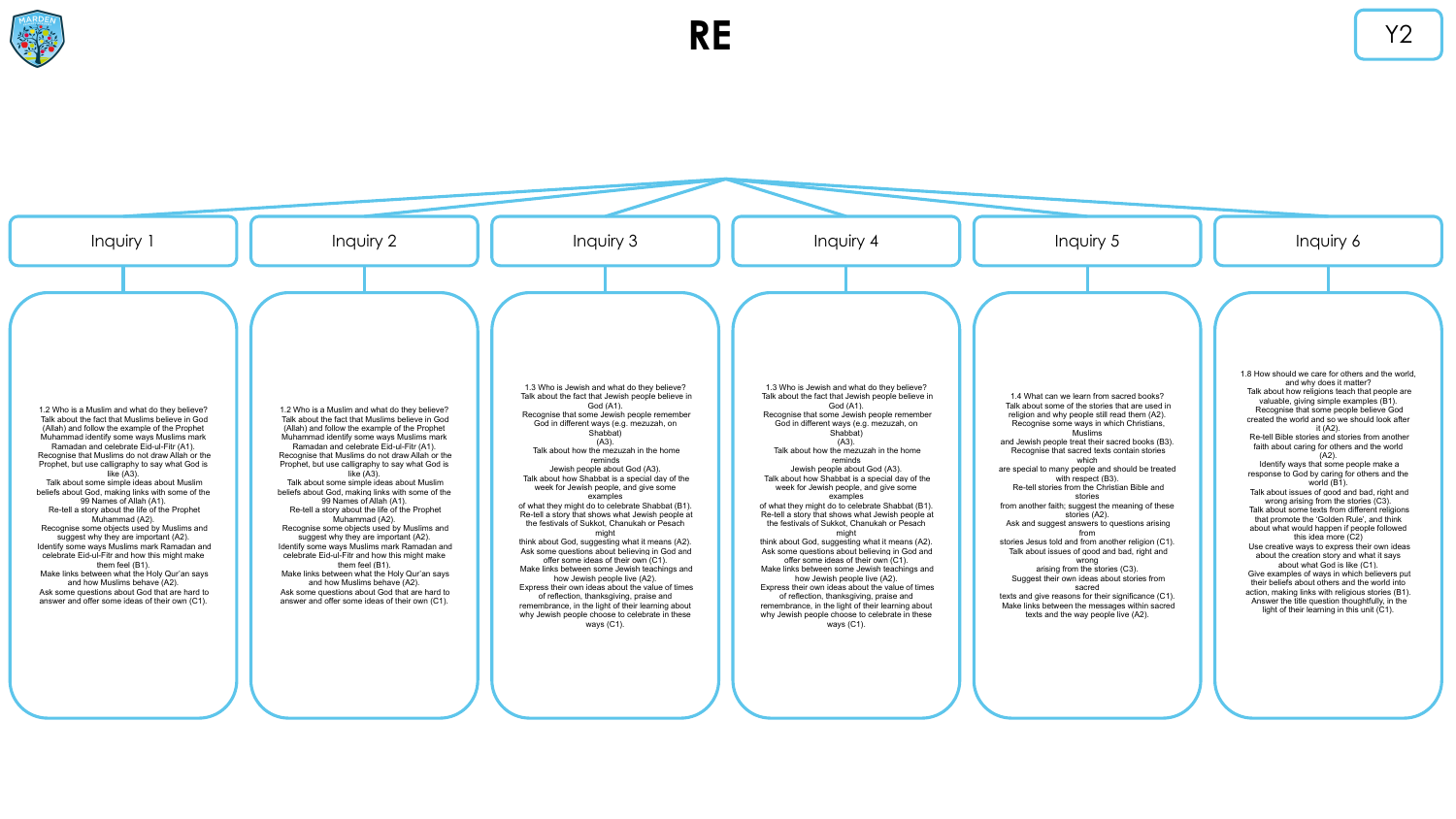# RE

Y2

## Inquiry 1

1.2 Who is a Muslim and what do they believe?
Talk about the fact that Muslims believe in God (Allah) and follow the example of the Prophet Muhammad identify some ways Muslims mark Ramadan and celebrate Eid-ul-Fitr (A1).
Recognise that Muslims do not draw Allah or the Prophet, but use calligraphy to say what God is like (A3).
Talk about some simple ideas about Muslim beliefs about God, making links with some of the 99 Names of Allah (A1).
Re-tell a story about the life of the Prophet Muhammad (A2).
Recognise some objects used by Muslims and suggest why they are important (A2).
Identify some ways Muslims mark Ramadan and celebrate Eid-ul-Fitr and how this might make them feel (B1).
Make links between what the Holy Qur'an says and how Muslims behave (A2).
Ask some questions about God that are hard to answer and offer some ideas of their own (C1).

## Inquiry 2

1.2 Who is a Muslim and what do they believe?
Talk about the fact that Muslims believe in God (Allah) and follow the example of the Prophet Muhammad identify some ways Muslims mark Ramadan and celebrate Eid-ul-Fitr (A1).
Recognise that Muslims do not draw Allah or the Prophet, but use calligraphy to say what God is like (A3).
Talk about some simple ideas about Muslim beliefs about God, making links with some of the 99 Names of Allah (A1).
Re-tell a story about the life of the Prophet Muhammad (A2).
Recognise some objects used by Muslims and suggest why they are important (A2).
Identify some ways Muslims mark Ramadan and celebrate Eid-ul-Fitr and how this might make them feel (B1).
Make links between what the Holy Qur'an says and how Muslims behave (A2).
Ask some questions about God that are hard to answer and offer some ideas of their own (C1).

## Inquiry 3

1.3 Who is Jewish and what do they believe?
Talk about the fact that Jewish people believe in God (A1).
Recognise that some Jewish people remember God in different ways (e.g. mezuzah, on Shabbat) (A3).
Talk about how the mezuzah in the home reminds Jewish people about God (A3).
Talk about how Shabbat is a special day of the week for Jewish people, and give some examples of what they might do to celebrate Shabbat (B1).
Re-tell a story that shows what Jewish people at the festivals of Sukkot, Chanukah or Pesach might think about God, suggesting what it means (A2).
Ask some questions about believing in God and offer some ideas of their own (C1).
Make links between some Jewish teachings and how Jewish people live (A2).
Express their own ideas about the value of times of reflection, thanksgiving, praise and remembrance, in the light of their learning about why Jewish people choose to celebrate in these ways (C1).

## Inquiry 4

1.3 Who is Jewish and what do they believe?
Talk about the fact that Jewish people believe in God (A1).
Recognise that some Jewish people remember God in different ways (e.g. mezuzah, on Shabbat) (A3).
Talk about how the mezuzah in the home reminds Jewish people about God (A3).
Talk about how Shabbat is a special day of the week for Jewish people, and give some examples of what they might do to celebrate Shabbat (B1).
Re-tell a story that shows what Jewish people at the festivals of Sukkot, Chanukah or Pesach might think about God, suggesting what it means (A2).
Ask some questions about believing in God and offer some ideas of their own (C1).
Make links between some Jewish teachings and how Jewish people live (A2).
Express their own ideas about the value of times of reflection, thanksgiving, praise and remembrance, in the light of their learning about why Jewish people choose to celebrate in these ways (C1).

## Inquiry 5

1.4 What can we learn from sacred books?
Talk about some of the stories that are used in religion and why people still read them (A2).
Recognise some ways in which Christians, Muslims and Jewish people treat their sacred books (B3).
Recognise that sacred texts contain stories which are special to many people and should be treated with respect (B3).
Re-tell stories from the Christian Bible and stories from another faith; suggest the meaning of these stories (A2).
Ask and suggest answers to questions arising from stories Jesus told and from another religion (C1).
Talk about issues of good and bad, right and wrong arising from the stories (C3).
Suggest their own ideas about stories from sacred texts and give reasons for their significance (C1).
Make links between the messages within sacred texts and the way people live (A2).

## Inquiry 6

1.8 How should we care for others and the world, and why does it matter?
Talk about how religions teach that people are valuable, giving simple examples (B1).
Recognise that some people believe God created the world and so we should look after it (A2).
Re-tell Bible stories and stories from another faith about caring for others and the world (A2).
Identify ways that some people make a response to God by caring for others and the world (B1).
Talk about issues of good and bad, right and wrong arising from the stories (C3).
Talk about some texts from different religions that promote the 'Golden Rule', and think about what would happen if people followed this idea more (C2)
Use creative ways to express their own ideas about the creation story and what it says about what God is like (C1).
Give examples of ways in which believers put their beliefs about others and the world into action, making links with religious stories (B1).
Answer the title question thoughtfully, in the light of their learning in this unit (C1).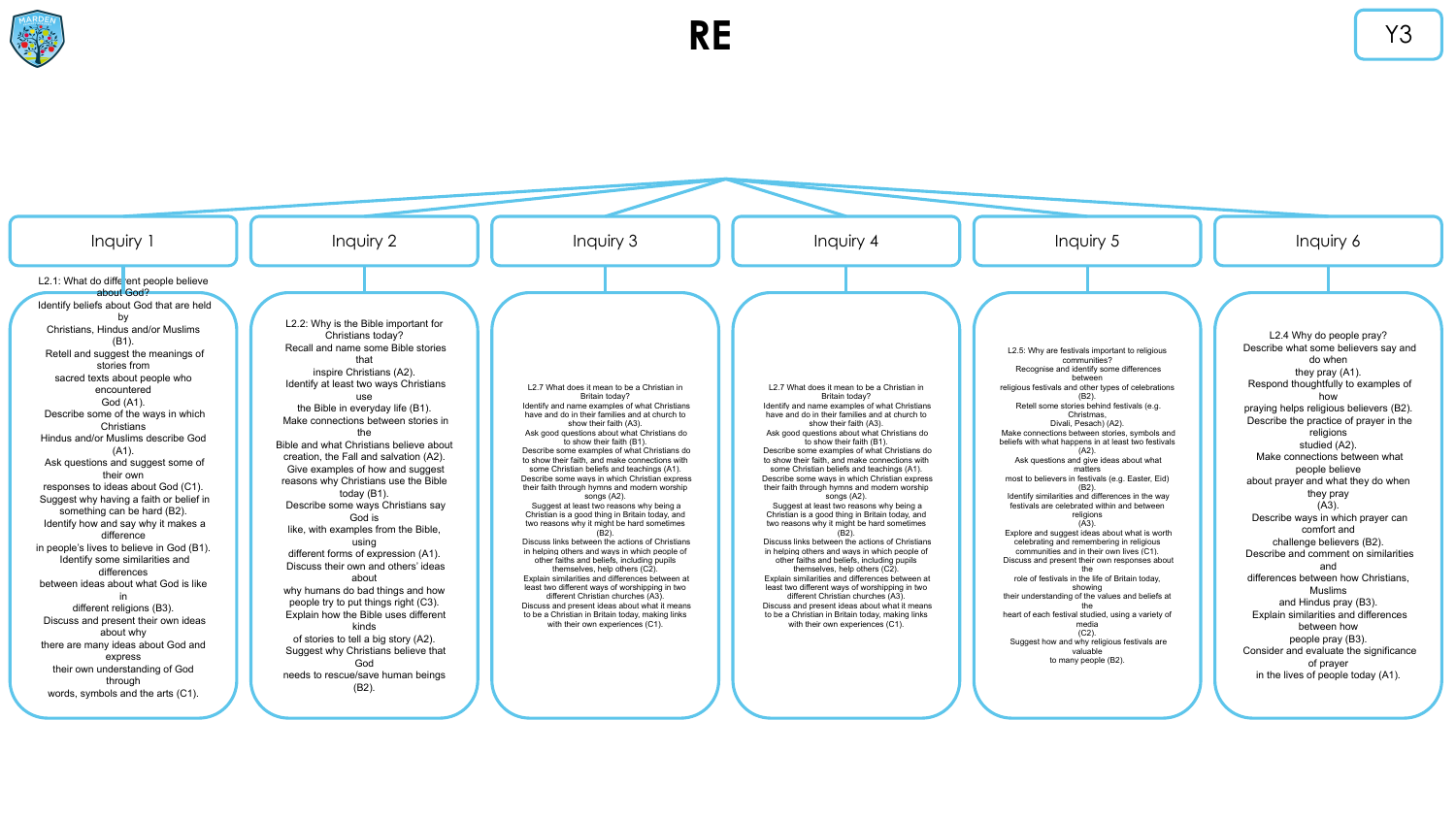# RE

Y3

## Inquiry 1

L2.1: What do different people believe about God?

Identify beliefs about God that are held by Christians, Hindus and/or Muslims (B1).

Retell and suggest the meanings of stories from sacred texts about people who encountered God (A1).

Describe some of the ways in which Christians Hindus and/or Muslims describe God (A1).

Ask questions and suggest some of their own responses to ideas about God (C1).

Suggest why having a faith or belief in something can be hard (B2).

Identify how and say why it makes a difference in people's lives to believe in God (B1).

Identify some similarities and differences between ideas about what God is like in different religions (B3).

Discuss and present their own ideas about why there are many ideas about God and express their own understanding of God through words, symbols and the arts (C1).

## Inquiry 2

L2.2: Why is the Bible important for Christians today?

Recall and name some Bible stories that inspire Christians (A2).

Identify at least two ways Christians use the Bible in everyday life (B1).

Make connections between stories in the Bible and what Christians believe about creation, the Fall and salvation (A2).

Give examples of how and suggest reasons why Christians use the Bible today (B1).

Describe some ways Christians say God is like, with examples from the Bible, using different forms of expression (A1).

Discuss their own and others' ideas about why humans do bad things and how people try to put things right (C3).

Explain how the Bible uses different kinds of stories to tell a big story (A2).

Suggest why Christians believe that God needs to rescue/save human beings (B2).

## Inquiry 3

L2.7 What does it mean to be a Christian in Britain today?

Identify and name examples of what Christians have and do in their families and at church to show their faith (A3).

Ask good questions about what Christians do to show their faith (B1).

Describe some examples of what Christians do to show their faith, and make connections with some Christian beliefs and teachings (A1).

Describe some ways in which Christian express their faith through hymns and modern worship songs (A2).

Suggest at least two reasons why being a Christian is a good thing in Britain today, and two reasons why it might be hard sometimes (B2).

Discuss links between the actions of Christians in helping others and ways in which people of other faiths and beliefs, including pupils themselves, help others (C2).

Explain similarities and differences between at least two different ways of worshipping in two different Christian churches (A3).

Discuss and present ideas about what it means to be a Christian in Britain today, making links with their own experiences (C1).

## Inquiry 4

L2.7 What does it mean to be a Christian in Britain today?

Identify and name examples of what Christians have and do in their families and at church to show their faith (A3).

Ask good questions about what Christians do to show their faith (B1).

Describe some examples of what Christians do to show their faith, and make connections with some Christian beliefs and teachings (A1).

Describe some ways in which Christian express their faith through hymns and modern worship songs (A2).

Suggest at least two reasons why being a Christian is a good thing in Britain today, and two reasons why it might be hard sometimes (B2).

Discuss links between the actions of Christians in helping others and ways in which people of other faiths and beliefs, including pupils themselves, help others (C2).

Explain similarities and differences between at least two different ways of worshipping in two different Christian churches (A3).

Discuss and present ideas about what it means to be a Christian in Britain today, making links with their own experiences (C1).

## Inquiry 5

L2.5: Why are festivals important to religious communities?

Recognise and identify some differences between religious festivals and other types of celebrations (B2).

Retell some stories behind festivals (e.g. Christmas, Divali, Pesach) (A2).

Make connections between stories, symbols and beliefs with what happens in at least two festivals (A2).

Ask questions and give ideas about what matters most to believers in festivals (e.g. Easter, Eid) (B2).

Identify similarities and differences in the way festivals are celebrated within and between religions (A3).

Explore and suggest ideas about what is worth celebrating and remembering in religious communities and in their own lives (C1).

Discuss and present their own responses about the role of festivals in the life of Britain today, showing their understanding of the values and beliefs at the heart of each festival studied, using a variety of media (C2).

Suggest how and why religious festivals are valuable to many people (B2).

## Inquiry 6

L2.4 Why do people pray?

Describe what some believers say and do when they pray (A1).

Respond thoughtfully to examples of how praying helps religious believers (B2).

Describe the practice of prayer in the religions studied (A2).

Make connections between what people believe about prayer and what they do when they pray (A3).

Describe ways in which prayer can comfort and challenge believers (B2).

Describe and comment on similarities and differences between how Christians, Muslims and Hindus pray (B3).

Explain similarities and differences between how people pray (B3).

Consider and evaluate the significance of prayer in the lives of people today (A1).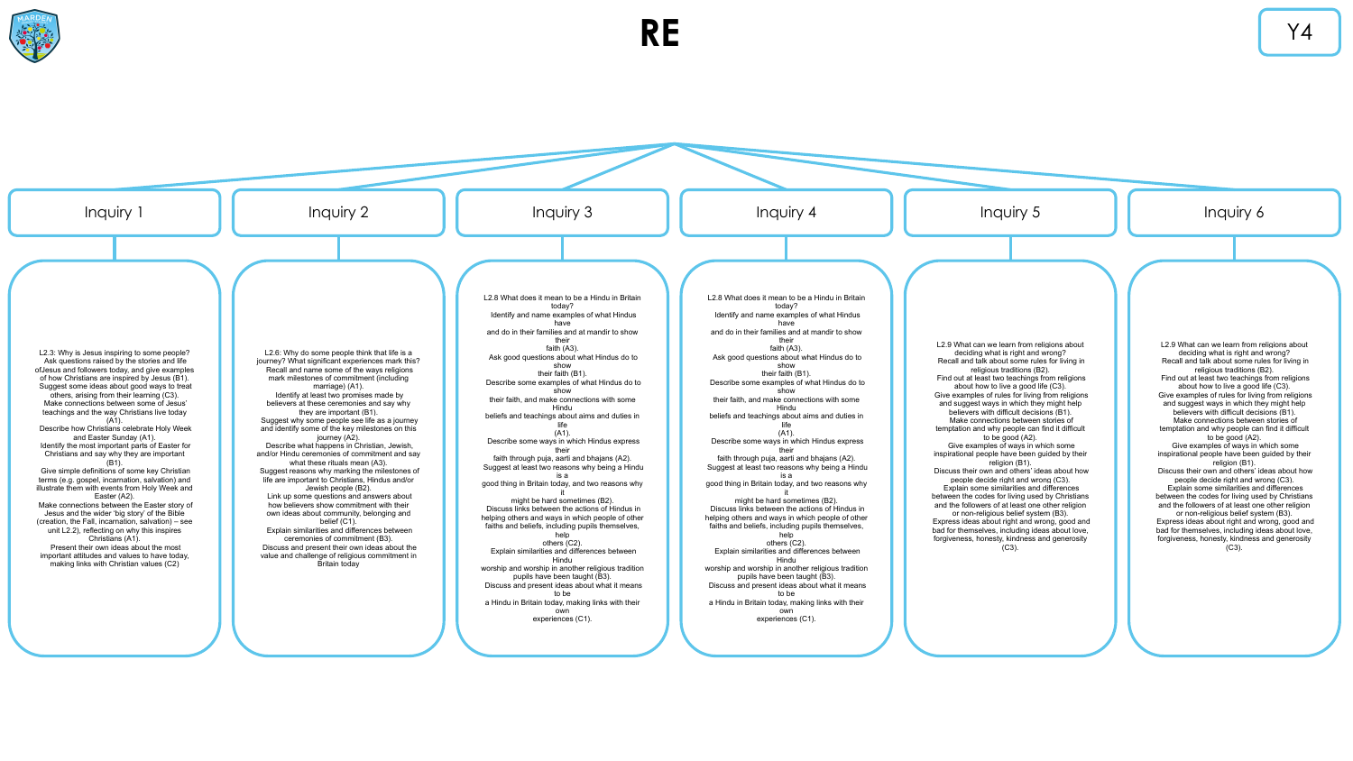# RE

Y4

## Inquiry 1

L2.3: Why is Jesus inspiring to some people?
Ask questions raised by the stories and life ofJesus and followers today, and give examples of how Christians are inspired by Jesus (B1).
Suggest some ideas about good ways to treat others, arising from their learning (C3).
Make connections between some of Jesus' teachings and the way Christians live today (A1).
Describe how Christians celebrate Holy Week and Easter Sunday (A1).
Identify the most important parts of Easter for Christians and say why they are important (B1).
Give simple definitions of some key Christian terms (e.g. gospel, incarnation, salvation) and illustrate them with events from Holy Week and Easter (A2).
Make connections between the Easter story of Jesus and the wider 'big story' of the Bible (creation, the Fall, incarnation, salvation) – see unit L2.2), reflecting on why this inspires Christians (A1).
Present their own ideas about the most important attitudes and values to have today, making links with Christian values (C2)

## Inquiry 2

L2.6: Why do some people think that life is a journey? What significant experiences mark this?
Recall and name some of the ways religions mark milestones of commitment (including marriage) (A1).
Identify at least two promises made by believers at these ceremonies and say why they are important (B1).
Suggest why some people see life as a journey and identify some of the key milestones on this journey (A2).
Describe what happens in Christian, Jewish, and/or Hindu ceremonies of commitment and say what these rituals mean (A3).
Suggest reasons why marking the milestones of life are important to Christians, Hindus and/or Jewish people (B2).
Link up some questions and answers about how believers show commitment with their own ideas about community, belonging and belief (C1).
Explain similarities and differences between ceremonies of commitment (B3).
Discuss and present their own ideas about the value and challenge of religious commitment in Britain today

## Inquiry 3

L2.8 What does it mean to be a Hindu in Britain today?
Identify and name examples of what Hindus have and do in their families and at mandir to show their faith (A3).
Ask good questions about what Hindus do to show their faith (B1).
Describe some examples of what Hindus do to show their faith, and make connections with some Hindu beliefs and teachings about aims and duties in life (A1).
Describe some ways in which Hindus express their faith through puja, aarti and bhajans (A2).
Suggest at least two reasons why being a Hindu is a good thing in Britain today, and two reasons why it might be hard sometimes (B2).
Discuss links between the actions of Hindus in helping others and ways in which people of other faiths and beliefs, including pupils themselves, help others (C2).
Explain similarities and differences between Hindu worship and worship in another religious tradition pupils have been taught (B3).
Discuss and present ideas about what it means to be a Hindu in Britain today, making links with their own experiences (C1).

## Inquiry 4

L2.8 What does it mean to be a Hindu in Britain today?
Identify and name examples of what Hindus have and do in their families and at mandir to show their faith (A3).
Ask good questions about what Hindus do to show their faith (B1).
Describe some examples of what Hindus do to show their faith, and make connections with some Hindu beliefs and teachings about aims and duties in life (A1).
Describe some ways in which Hindus express their faith through puja, aarti and bhajans (A2).
Suggest at least two reasons why being a Hindu is a good thing in Britain today, and two reasons why it might be hard sometimes (B2).
Discuss links between the actions of Hindus in helping others and ways in which people of other faiths and beliefs, including pupils themselves, help others (C2).
Explain similarities and differences between Hindu worship and worship in another religious tradition pupils have been taught (B3).
Discuss and present ideas about what it means to be a Hindu in Britain today, making links with their own experiences (C1).

## Inquiry 5

L2.9 What can we learn from religions about deciding what is right and wrong?
Recall and talk about some rules for living in religious traditions (B2).
Find out at least two teachings from religions about how to live a good life (C3).
Give examples of rules for living from religions and suggest ways in which they might help believers with difficult decisions (B1).
Make connections between stories of temptation and why people can find it difficult to be good (A2).
Give examples of ways in which some inspirational people have been guided by their religion (B1).
Discuss their own and others' ideas about how people decide right and wrong (C3).
Explain some similarities and differences between the codes for living used by Christians and the followers of at least one other religion or non-religious belief system (B3).
Express ideas about right and wrong, good and bad for themselves, including ideas about love, forgiveness, honesty, kindness and generosity (C3).

## Inquiry 6

L2.9 What can we learn from religions about deciding what is right and wrong?
Recall and talk about some rules for living in religious traditions (B2).
Find out at least two teachings from religions about how to live a good life (C3).
Give examples of rules for living from religions and suggest ways in which they might help believers with difficult decisions (B1).
Make connections between stories of temptation and why people can find it difficult to be good (A2).
Give examples of ways in which some inspirational people have been guided by their religion (B1).
Discuss their own and others' ideas about how people decide right and wrong (C3).
Explain some similarities and differences between the codes for living used by Christians and the followers of at least one other religion or non-religious belief system (B3).
Express ideas about right and wrong, good and bad for themselves, including ideas about love, forgiveness, honesty, kindness and generosity (C3).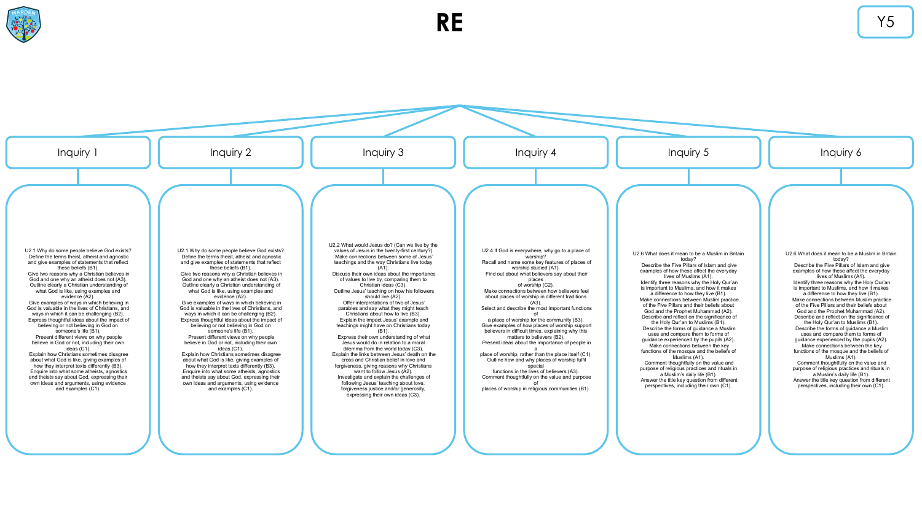# RE

Y5

## Inquiry 1

U2.1 Why do some people believe God exists?
Define the terms theist, atheist and agnostic and give examples of statements that reflect these beliefs (B1).
Give two reasons why a Christian believes in God and one why an atheist does not (A3).
Outline clearly a Christian understanding of what God is like, using examples and evidence (A2).
Give examples of ways in which believing in God is valuable in the lives of Christians, and ways in which it can be challenging (B2).
Express thoughtful ideas about the impact of believing or not believing in God on someone's life (B1).
Present different views on why people believe in God or not, including their own ideas (C1).
Explain how Christians sometimes disagree about what God is like, giving examples of how they interpret texts differently (B3).
Enquire into what some atheists, agnostics and theists say about God, expressing their own ideas and arguments, using evidence and examples (C1).

## Inquiry 2

U2.1 Why do some people believe God exists?
Define the terms theist, atheist and agnostic and give examples of statements that reflect these beliefs (B1).
Give two reasons why a Christian believes in God and one why an atheist does not (A3).
Outline clearly a Christian understanding of what God is like, using examples and evidence (A2).
Give examples of ways in which believing in God is valuable in the lives of Christians, and ways in which it can be challenging (B2).
Express thoughtful ideas about the impact of believing or not believing in God on someone's life (B1).
Present different views on why people believe in God or not, including their own ideas (C1).
Explain how Christians sometimes disagree about what God is like, giving examples of how they interpret texts differently (B3).
Enquire into what some atheists, agnostics and theists say about God, expressing their own ideas and arguments, using evidence and examples (C1).

## Inquiry 3

U2.2 What would Jesus do? (Can we live by the values of Jesus in the twenty-first century?)
Make connections between some of Jesus' teachings and the way Christians live today (A1).
Discuss their own ideas about the importance of values to live by, comparing them to Christian ideas (C3).
Outline Jesus' teaching on how his followers should live (A2).
Offer interpretations of two of Jesus' parables and say what they might teach Christians about how to live (B3).
Explain the impact Jesus' example and teachings might have on Christians today (B1).
Express their own understanding of what Jesus would do in relation to a moral dilemma from the world today (C3).
Explain the links between Jesus' death on the cross and Christian belief in love and forgiveness, giving reasons why Christians want to follow Jesus (A2).
Investigate and explain the challenges of following Jesus' teaching about love, forgiveness justice and/or generosity, expressing their own ideas (C3).

## Inquiry 4

U2.4 If God is everywhere, why go to a place of worship?
Recall and name some key features of places of worship studied (A1).
Find out about what believers say about their places of worship (C2).
Make connections between how believers feel about places of worship in different traditions (A3).
Select and describe the most important functions of a place of worship for the community (B3).
Give examples of how places of worship support believers in difficult times, explaining why this matters to believers (B2).
Present ideas about the importance of people in a place of worship, rather than the place itself (C1).
Outline how and why places of worship fulfil special functions in the lives of believers (A3).
Comment thoughtfully on the value and purpose of places of worship in religious communities (B1).

## Inquiry 5

U2.6 What does it mean to be a Muslim in Britain today?
Describe the Five Pillars of Islam and give examples of how these affect the everyday lives of Muslims (A1).
Identify three reasons why the Holy Qur'an is important to Muslims, and how it makes a difference to how they live (B1).
Make connections between Muslim practice of the Five Pillars and their beliefs about God and the Prophet Muhammad (A2).
Describe and reflect on the significance of the Holy Qur'an to Muslims (B1).
Describe the forms of guidance a Muslim uses and compare them to forms of guidance experienced by the pupils (A2).
Make connections between the key functions of the mosque and the beliefs of Muslims (A1).
Comment thoughtfully on the value and purpose of religious practices and rituals in a Muslim's daily life (B1).
Answer the title key question from different perspectives, including their own (C1).

## Inquiry 6

U2.6 What does it mean to be a Muslim in Britain today?
Describe the Five Pillars of Islam and give examples of how these affect the everyday lives of Muslims (A1).
Identify three reasons why the Holy Qur'an is important to Muslims, and how it makes a difference to how they live (B1).
Make connections between Muslim practice of the Five Pillars and their beliefs about God and the Prophet Muhammad (A2).
Describe and reflect on the significance of the Holy Qur'an to Muslims (B1).
Describe the forms of guidance a Muslim uses and compare them to forms of guidance experienced by the pupils (A2).
Make connections between the key functions of the mosque and the beliefs of Muslims (A1).
Comment thoughtfully on the value and purpose of religious practices and rituals in a Muslim's daily life (B1).
Answer the title key question from different perspectives, including their own (C1).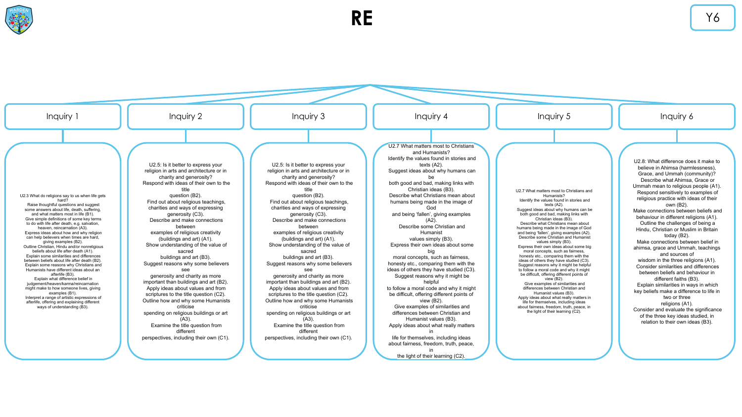# RE

Y6

## Inquiry 1

U2.3 What do religions say to us when life gets hard?
Raise thoughtful questions and suggest some answers about life, death, suffering, and what matters most in life (B1).
Give simple definitions of some key terms to do with life after death, e.g. salvation, heaven, reincarnation (A3).
Express ideas about how and why religion can help believers when times are hard, giving examples (B2).
Outline Christian, Hindu and/or nonreligious beliefs about life after death (A1).
Explain some similarities and differences between beliefs about life after death (B2).
Explain some reasons why Christians and Humanists have different ideas about an afterlife (B3).
Explain what difference belief in judgement/heaven/karma/reincarnation might make to how someone lives, giving examples (B1).
Interpret a range of artistic expressions of afterlife, offering and explaining different ways of understanding (B3).

## Inquiry 2

U2.5: Is it better to express your religion in arts and architecture or in charity and generosity?
Respond with ideas of their own to the title question (B2).
Find out about religious teachings, charities and ways of expressing generosity (C3).
Describe and make connections between examples of religious creativity (buildings and art) (A1).
Show understanding of the value of sacred buildings and art (B3).
Suggest reasons why some believers see generosity and charity as more important than buildings and art (B2).
Apply ideas about values and from scriptures to the title question (C2).
Outline how and why some Humanists criticise spending on religious buildings or art (A3).
Examine the title question from different perspectives, including their own (C1).

## Inquiry 3

U2.5: Is it better to express your religion in arts and architecture or in charity and generosity?
Respond with ideas of their own to the title question (B2).
Find out about religious teachings, charities and ways of expressing generosity (C3).
Describe and make connections between examples of religious creativity (buildings and art) (A1).
Show understanding of the value of sacred buildings and art (B3).
Suggest reasons why some believers see generosity and charity as more important than buildings and art (B2).
Apply ideas about values and from scriptures to the title question (C2).
Outline how and why some Humanists criticise spending on religious buildings or art (A3).
Examine the title question from different perspectives, including their own (C1).

## Inquiry 4

U2.7 What matters most to Christians and Humanists?
Identify the values found in stories and texts (A2).
Suggest ideas about why humans can be both good and bad, making links with Christian ideas (B3).
Describe what Christians mean about humans being made in the image of God and being 'fallen', giving examples (A2).
Describe some Christian and Humanist values simply (B3).
Express their own ideas about some big moral concepts, such as fairness, honesty etc., comparing them with the ideas of others they have studied (C3).
Suggest reasons why it might be helpful to follow a moral code and why it might be difficult, offering different points of view (B2).
Give examples of similarities and differences between Christian and Humanist values (B3).
Apply ideas about what really matters in life for themselves, including ideas about fairness, freedom, truth, peace, in the light of their learning (C2).

## Inquiry 5

U2.7 What matters most to Christians and Humanists?
Identify the values found in stories and texts (A2).
Suggest ideas about why humans can be both good and bad, making links with Christian ideas (B3).
Describe what Christians mean about humans being made in the image of God and being 'fallen', giving examples (A2).
Describe some Christian and Humanist values simply (B3).
Express their own ideas about some big moral concepts, such as fairness, honesty etc., comparing them with the ideas of others they have studied (C3).
Suggest reasons why it might be helpful to follow a moral code and why it might be difficult, offering different points of view (B2).
Give examples of similarities and differences between Christian and Humanist values (B3).
Apply ideas about what really matters in life for themselves, including ideas about fairness, freedom, truth, peace, in the light of their learning (C2).

## Inquiry 6

U2.8: What difference does it make to believe in Ahimsa (harmlessness), Grace, and Ummah (community)?
Describe what Ahimsa, Grace or Ummah mean to religious people (A1).
Respond sensitively to examples of religious practice with ideas of their own (B2).
Make connections between beliefs and behaviour in different religions (A1).
Outline the challenges of being a Hindu, Christian or Muslim in Britain today (B2).
Make connections between belief in ahimsa, grace and Ummah, teachings and sources of wisdom in the three religions (A1).
Consider similarities and differences between beliefs and behaviour in different faiths (B3).
Explain similarities in ways in which key beliefs make a difference to life in two or three religions (A1).
Consider and evaluate the significance of the three key ideas studied, in relation to their own ideas (B3).